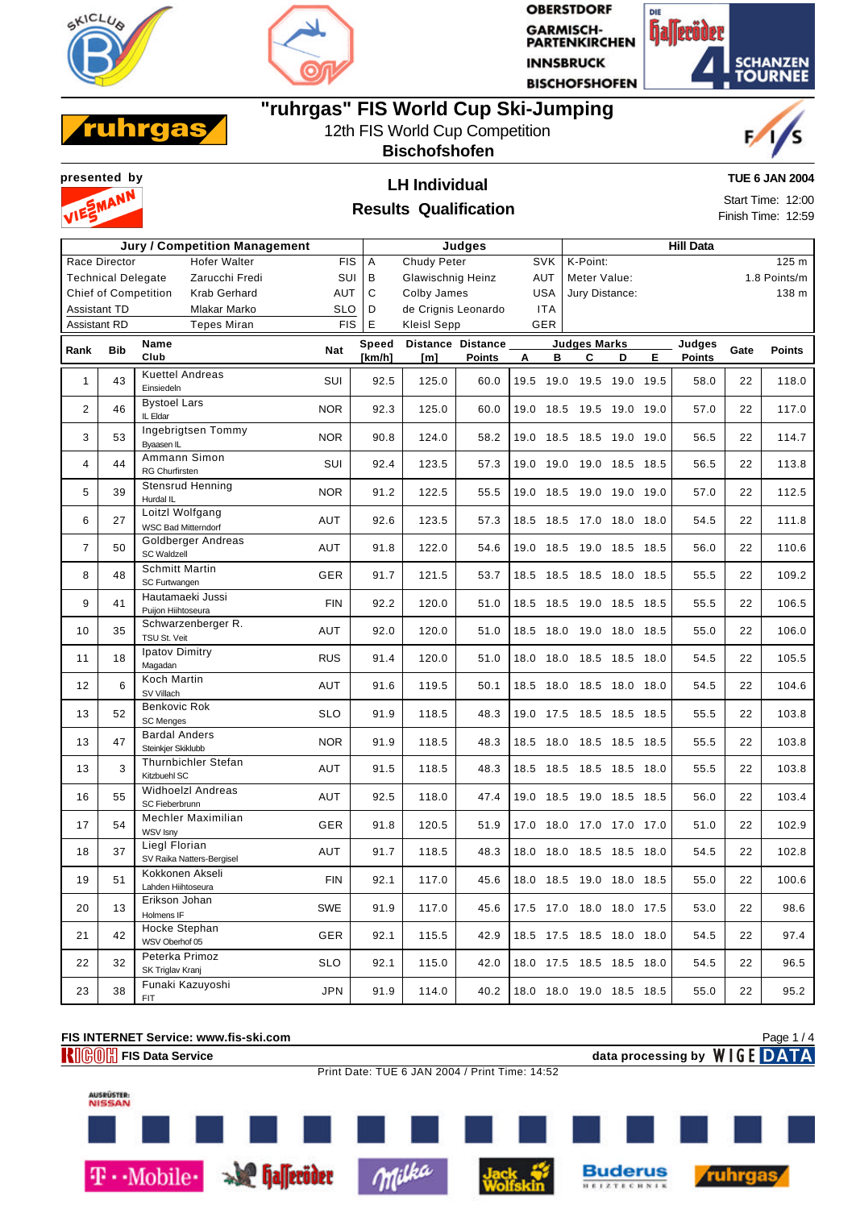# "ruhrgas" FIS World Cup Ski-Jumping

12th FIS World Cup Competition

**Bischofshofen**

presented by VIESSMANN

## LH Individual

## Results Qualification

**TUE 6 JAN 2004**

Start Time: 12:00

Finish Time: 12:59

| Jury / Competition Management | | | Judges | | | Hill Data | |
|---|---|---|---|---|---|---|---|
| Race Director | Hofer Walter | FIS | A | Chudy Peter | SVK | K-Point: | 125 m |
| Technical Delegate | Zarucchi Fredi | SUI | B | Glawischnig Heinz | AUT | Meter Value: | 1.8 Points/m |
| Chief of Competition | Krab Gerhard | AUT | C | Colby James | USA | Jury Distance: | 138 m |
| Assistant TD | Mlakar Marko | SLO | D | de Crignis Leonardo | ITA | | |
| Assistant RD | Tepes Miran | FIS | E | Kleisl Sepp | GER | | |

| Rank | Bib | Name / Club | Nat | Speed [km/h] | Distance [m] | Distance Points | A | B | C | D | E | Judges Points | Gate | Points |
|---|---|---|---|---|---|---|---|---|---|---|---|---|---|---|
| 1 | 43 | Kuettel Andreas / Einsiedeln | SUI | 92.5 | 125.0 | 60.0 | 19.5 | 19.0 | 19.5 | 19.0 | 19.5 | 58.0 | 22 | 118.0 |
| 2 | 46 | Bystoel Lars / IL Eldar | NOR | 92.3 | 125.0 | 60.0 | 19.0 | 18.5 | 19.5 | 19.0 | 19.0 | 57.0 | 22 | 117.0 |
| 3 | 53 | Ingebrigtsen Tommy / Byaasen IL | NOR | 90.8 | 124.0 | 58.2 | 19.0 | 18.5 | 18.5 | 19.0 | 19.0 | 56.5 | 22 | 114.7 |
| 4 | 44 | Ammann Simon / RG Churfirsten | SUI | 92.4 | 123.5 | 57.3 | 19.0 | 19.0 | 19.0 | 18.5 | 18.5 | 56.5 | 22 | 113.8 |
| 5 | 39 | Stensrud Henning / Hurdal IL | NOR | 91.2 | 122.5 | 55.5 | 19.0 | 18.5 | 19.0 | 19.0 | 19.0 | 57.0 | 22 | 112.5 |
| 6 | 27 | Loitzl Wolfgang / WSC Bad Mitterndorf | AUT | 92.6 | 123.5 | 57.3 | 18.5 | 18.5 | 17.0 | 18.0 | 18.0 | 54.5 | 22 | 111.8 |
| 7 | 50 | Goldberger Andreas / SC Waldzell | AUT | 91.8 | 122.0 | 54.6 | 19.0 | 18.5 | 19.0 | 18.5 | 18.5 | 56.0 | 22 | 110.6 |
| 8 | 48 | Schmitt Martin / SC Furtwangen | GER | 91.7 | 121.5 | 53.7 | 18.5 | 18.5 | 18.5 | 18.0 | 18.5 | 55.5 | 22 | 109.2 |
| 9 | 41 | Hautamaeki Jussi / Puijon Hiihtoseura | FIN | 92.2 | 120.0 | 51.0 | 18.5 | 18.5 | 19.0 | 18.5 | 18.5 | 55.5 | 22 | 106.5 |
| 10 | 35 | Schwarzenberger R. / TSU St. Veit | AUT | 92.0 | 120.0 | 51.0 | 18.5 | 18.0 | 19.0 | 18.0 | 18.5 | 55.0 | 22 | 106.0 |
| 11 | 18 | Ipatov Dimitry / Magadan | RUS | 91.4 | 120.0 | 51.0 | 18.0 | 18.0 | 18.5 | 18.5 | 18.0 | 54.5 | 22 | 105.5 |
| 12 | 6 | Koch Martin / SV Villach | AUT | 91.6 | 119.5 | 50.1 | 18.5 | 18.0 | 18.5 | 18.0 | 18.0 | 54.5 | 22 | 104.6 |
| 13 | 52 | Benkovic Rok / SC Menges | SLO | 91.9 | 118.5 | 48.3 | 19.0 | 17.5 | 18.5 | 18.5 | 18.5 | 55.5 | 22 | 103.8 |
| 13 | 47 | Bardal Anders / Steinkjer Skiklubb | NOR | 91.9 | 118.5 | 48.3 | 18.5 | 18.0 | 18.5 | 18.5 | 18.5 | 55.5 | 22 | 103.8 |
| 13 | 3 | Thurnbichler Stefan / Kitzbuehl SC | AUT | 91.5 | 118.5 | 48.3 | 18.5 | 18.5 | 18.5 | 18.5 | 18.0 | 55.5 | 22 | 103.8 |
| 16 | 55 | Widhoelzl Andreas / SC Fieberbrunn | AUT | 92.5 | 118.0 | 47.4 | 19.0 | 18.5 | 19.0 | 18.5 | 18.5 | 56.0 | 22 | 103.4 |
| 17 | 54 | Mechler Maximilian / WSV Isny | GER | 91.8 | 120.5 | 51.9 | 17.0 | 18.0 | 17.0 | 17.0 | 17.0 | 51.0 | 22 | 102.9 |
| 18 | 37 | Liegl Florian / SV Raika Natters-Bergisel | AUT | 91.7 | 118.5 | 48.3 | 18.0 | 18.0 | 18.5 | 18.5 | 18.0 | 54.5 | 22 | 102.8 |
| 19 | 51 | Kokkonen Akseli / Lahden Hiihtoseura | FIN | 92.1 | 117.0 | 45.6 | 18.0 | 18.5 | 19.0 | 18.0 | 18.5 | 55.0 | 22 | 100.6 |
| 20 | 13 | Erikson Johan / Holmens IF | SWE | 91.9 | 117.0 | 45.6 | 17.5 | 17.0 | 18.0 | 18.0 | 17.5 | 53.0 | 22 | 98.6 |
| 21 | 42 | Hocke Stephan / WSV Oberhof 05 | GER | 92.1 | 115.5 | 42.9 | 18.5 | 17.5 | 18.5 | 18.0 | 18.0 | 54.5 | 22 | 97.4 |
| 22 | 32 | Peterka Primoz / SK Triglav Kranj | SLO | 92.1 | 115.0 | 42.0 | 18.0 | 17.5 | 18.5 | 18.5 | 18.0 | 54.5 | 22 | 96.5 |
| 23 | 38 | Funaki Kazuyoshi / FIT | JPN | 91.9 | 114.0 | 40.2 | 18.0 | 18.0 | 19.0 | 18.5 | 18.5 | 55.0 | 22 | 95.2 |

FIS INTERNET Service: www.fis-ski.com

RICOH FIS Data Service — data processing by WIGE DATA

Print Date: TUE 6 JAN 2004 / Print Time: 14:52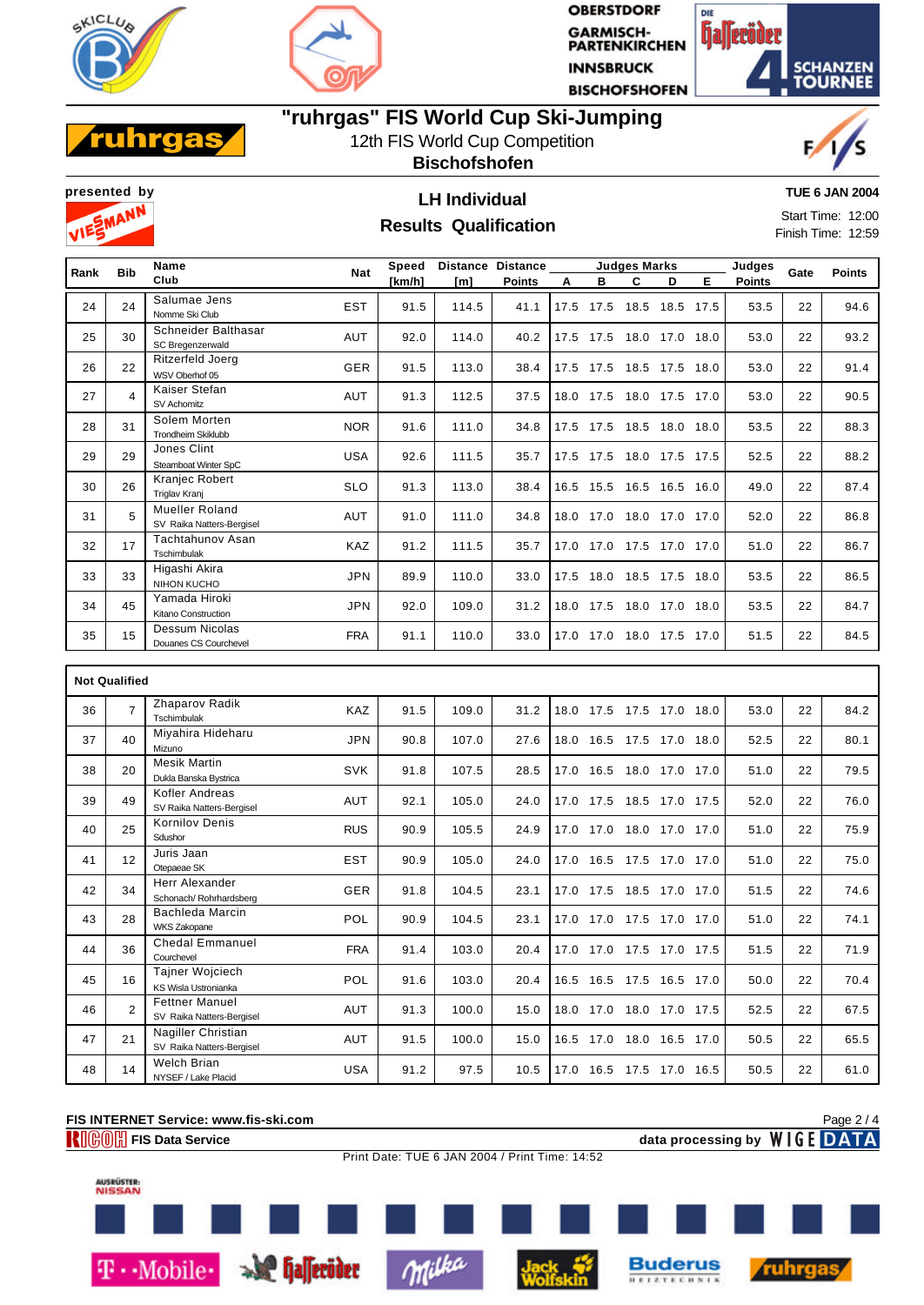# "ruhrgas" FIS World Cup Ski-Jumping

12th FIS World Cup Competition

**Bischofshofen**

OBERSTDORF
GARMISCH-PARTENKIRCHEN
INNSBRUCK
BISCHOFSHOFEN

presented by

## LH Individual

## Results Qualification

**TUE 6 JAN 2004**

Start Time: 12:00
Finish Time: 12:59

| Rank | Bib | Name<br>Club | Nat | Speed [km/h] | Distance [m] | Distance Points | Judges Marks A | B | C | D | E | Judges Points | Gate | Points |
|---|---|---|---|---|---|---|---|---|---|---|---|---|---|---|
| 24 | 24 | Salumae Jens<br>Nomme Ski Club | EST | 91.5 | 114.5 | 41.1 | 17.5 | 17.5 | 18.5 | 18.5 | 17.5 | 53.5 | 22 | 94.6 |
| 25 | 30 | Schneider Balthasar<br>SC Bregenzerwald | AUT | 92.0 | 114.0 | 40.2 | 17.5 | 17.5 | 18.0 | 17.0 | 18.0 | 53.0 | 22 | 93.2 |
| 26 | 22 | Ritzerfeld Joerg<br>WSV Oberhof 05 | GER | 91.5 | 113.0 | 38.4 | 17.5 | 17.5 | 18.5 | 17.5 | 18.0 | 53.0 | 22 | 91.4 |
| 27 | 4 | Kaiser Stefan<br>SV Achomitz | AUT | 91.3 | 112.5 | 37.5 | 18.0 | 17.5 | 18.0 | 17.5 | 17.0 | 53.0 | 22 | 90.5 |
| 28 | 31 | Solem Morten<br>Trondheim Skiklubb | NOR | 91.6 | 111.0 | 34.8 | 17.5 | 17.5 | 18.5 | 18.0 | 18.0 | 53.5 | 22 | 88.3 |
| 29 | 29 | Jones Clint<br>Steamboat Winter SpC | USA | 92.6 | 111.5 | 35.7 | 17.5 | 17.5 | 18.0 | 17.5 | 17.5 | 52.5 | 22 | 88.2 |
| 30 | 26 | Kranjec Robert<br>Triglav Kranj | SLO | 91.3 | 113.0 | 38.4 | 16.5 | 15.5 | 16.5 | 16.5 | 16.0 | 49.0 | 22 | 87.4 |
| 31 | 5 | Mueller Roland<br>SV Raika Natters-Bergisel | AUT | 91.0 | 111.0 | 34.8 | 18.0 | 17.0 | 18.0 | 17.0 | 17.0 | 52.0 | 22 | 86.8 |
| 32 | 17 | Tachtahunov Asan<br>Tschimbulak | KAZ | 91.2 | 111.5 | 35.7 | 17.0 | 17.0 | 17.5 | 17.0 | 17.0 | 51.0 | 22 | 86.7 |
| 33 | 33 | Higashi Akira<br>NIHON KUCHO | JPN | 89.9 | 110.0 | 33.0 | 17.5 | 18.0 | 18.5 | 17.5 | 18.0 | 53.5 | 22 | 86.5 |
| 34 | 45 | Yamada Hiroki<br>Kitano Construction | JPN | 92.0 | 109.0 | 31.2 | 18.0 | 17.5 | 18.0 | 17.0 | 18.0 | 53.5 | 22 | 84.7 |
| 35 | 15 | Dessum Nicolas<br>Douanes CS Courchevel | FRA | 91.1 | 110.0 | 33.0 | 17.0 | 17.0 | 18.0 | 17.5 | 17.0 | 51.5 | 22 | 84.5 |

**Not Qualified**

| Rank | Bib | Name<br>Club | Nat | Speed [km/h] | Distance [m] | Distance Points | Judges Marks A | B | C | D | E | Judges Points | Gate | Points |
|---|---|---|---|---|---|---|---|---|---|---|---|---|---|---|
| 36 | 7 | Zhaparov Radik<br>Tschimbulak | KAZ | 91.5 | 109.0 | 31.2 | 18.0 | 17.5 | 17.5 | 17.0 | 18.0 | 53.0 | 22 | 84.2 |
| 37 | 40 | Miyahira Hideharu<br>Mizuno | JPN | 90.8 | 107.0 | 27.6 | 18.0 | 16.5 | 17.5 | 17.0 | 18.0 | 52.5 | 22 | 80.1 |
| 38 | 20 | Mesik Martin<br>Dukla Banska Bystrica | SVK | 91.8 | 107.5 | 28.5 | 17.0 | 16.5 | 18.0 | 17.0 | 17.0 | 51.0 | 22 | 79.5 |
| 39 | 49 | Kofler Andreas<br>SV Raika Natters-Bergisel | AUT | 92.1 | 105.0 | 24.0 | 17.0 | 17.5 | 18.5 | 17.0 | 17.5 | 52.0 | 22 | 76.0 |
| 40 | 25 | Kornilov Denis<br>Sdushor | RUS | 90.9 | 105.5 | 24.9 | 17.0 | 17.0 | 18.0 | 17.0 | 17.0 | 51.0 | 22 | 75.9 |
| 41 | 12 | Juris Jaan<br>Otepaeae SK | EST | 90.9 | 105.0 | 24.0 | 17.0 | 16.5 | 17.5 | 17.0 | 17.0 | 51.0 | 22 | 75.0 |
| 42 | 34 | Herr Alexander<br>Schonach/ Rohrhardsberg | GER | 91.8 | 104.5 | 23.1 | 17.0 | 17.5 | 18.5 | 17.0 | 17.0 | 51.5 | 22 | 74.6 |
| 43 | 28 | Bachleda Marcin<br>WKS Zakopane | POL | 90.9 | 104.5 | 23.1 | 17.0 | 17.0 | 17.5 | 17.0 | 17.0 | 51.0 | 22 | 74.1 |
| 44 | 36 | Chedal Emmanuel<br>Courchevel | FRA | 91.4 | 103.0 | 20.4 | 17.0 | 17.0 | 17.5 | 17.0 | 17.5 | 51.5 | 22 | 71.9 |
| 45 | 16 | Tajner Wojciech<br>KS Wisla Ustronianka | POL | 91.6 | 103.0 | 20.4 | 16.5 | 16.5 | 17.5 | 16.5 | 17.0 | 50.0 | 22 | 70.4 |
| 46 | 2 | Fettner Manuel<br>SV Raika Natters-Bergisel | AUT | 91.3 | 100.0 | 15.0 | 18.0 | 17.0 | 18.0 | 17.0 | 17.5 | 52.5 | 22 | 67.5 |
| 47 | 21 | Nagiller Christian<br>SV Raika Natters-Bergisel | AUT | 91.5 | 100.0 | 15.0 | 16.5 | 17.0 | 18.0 | 16.5 | 17.0 | 50.5 | 22 | 65.5 |
| 48 | 14 | Welch Brian<br>NYSEF / Lake Placid | USA | 91.2 | 97.5 | 10.5 | 17.0 | 16.5 | 17.5 | 17.0 | 16.5 | 50.5 | 22 | 61.0 |

FIS INTERNET Service: www.fis-ski.com

RICOH FIS Data Service — data processing by WIGE DATA

Print Date: TUE 6 JAN 2004 / Print Time: 14:52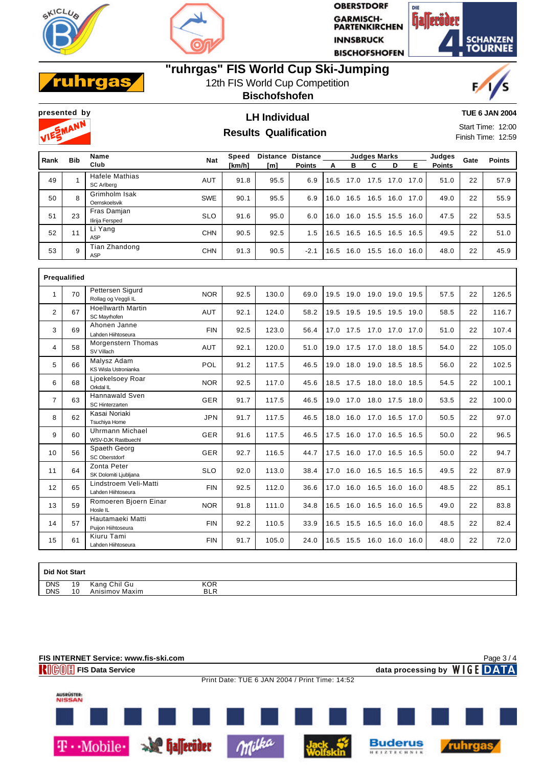# "ruhrgas" FIS World Cup Ski-Jumping

12th FIS World Cup Competition

**Bischofshofen**

presented by

## LH Individual

## Results Qualification

**TUE 6 JAN 2004**

Start Time: 12:00
Finish Time: 12:59

| Rank | Bib | Name Club | Nat | Speed [km/h] | Distance [m] | Distance Points | A | B | C | D | E | Judges Points | Gate | Points |
|---|---|---|---|---|---|---|---|---|---|---|---|---|---|---|
| 49 | 1 | Hafele Mathias SC Arlberg | AUT | 91.8 | 95.5 | 6.9 | 16.5 | 17.0 | 17.5 | 17.0 | 17.0 | 51.0 | 22 | 57.9 |
| 50 | 8 | Grimholm Isak Oernskoelsvik | SWE | 90.1 | 95.5 | 6.9 | 16.0 | 16.5 | 16.5 | 16.0 | 17.0 | 49.0 | 22 | 55.9 |
| 51 | 23 | Fras Damjan Ilirija Fersped | SLO | 91.6 | 95.0 | 6.0 | 16.0 | 16.0 | 15.5 | 15.5 | 16.0 | 47.5 | 22 | 53.5 |
| 52 | 11 | Li Yang ASP | CHN | 90.5 | 92.5 | 1.5 | 16.5 | 16.5 | 16.5 | 16.5 | 16.5 | 49.5 | 22 | 51.0 |
| 53 | 9 | Tian Zhandong ASP | CHN | 91.3 | 90.5 | -2.1 | 16.5 | 16.0 | 15.5 | 16.0 | 16.0 | 48.0 | 22 | 45.9 |
| **Prequalified** | | | | | | | | | | | | | | |
| 1 | 70 | Pettersen Sigurd Rollag og Veggli IL | NOR | 92.5 | 130.0 | 69.0 | 19.5 | 19.0 | 19.0 | 19.0 | 19.5 | 57.5 | 22 | 126.5 |
| 2 | 67 | Hoellwarth Martin SC Mayrhofen | AUT | 92.1 | 124.0 | 58.2 | 19.5 | 19.5 | 19.5 | 19.5 | 19.0 | 58.5 | 22 | 116.7 |
| 3 | 69 | Ahonen Janne Lahden Hiihtoseura | FIN | 92.5 | 123.0 | 56.4 | 17.0 | 17.5 | 17.0 | 17.0 | 17.0 | 51.0 | 22 | 107.4 |
| 4 | 58 | Morgenstern Thomas SV Villach | AUT | 92.1 | 120.0 | 51.0 | 19.0 | 17.5 | 17.0 | 18.0 | 18.5 | 54.0 | 22 | 105.0 |
| 5 | 66 | Malysz Adam KS Wisla Ustronianka | POL | 91.2 | 117.5 | 46.5 | 19.0 | 18.0 | 19.0 | 18.5 | 18.5 | 56.0 | 22 | 102.5 |
| 6 | 68 | Ljoekelsoey Roar Orkdal IL | NOR | 92.5 | 117.0 | 45.6 | 18.5 | 17.5 | 18.0 | 18.0 | 18.5 | 54.5 | 22 | 100.1 |
| 7 | 63 | Hannawald Sven SC Hinterzarten | GER | 91.7 | 117.5 | 46.5 | 19.0 | 17.0 | 18.0 | 17.5 | 18.0 | 53.5 | 22 | 100.0 |
| 8 | 62 | Kasai Noriaki Tsuchiya Home | JPN | 91.7 | 117.5 | 46.5 | 18.0 | 16.0 | 17.0 | 16.5 | 17.0 | 50.5 | 22 | 97.0 |
| 9 | 60 | Uhrmann Michael WSV-DJK Rastbuechl | GER | 91.6 | 117.5 | 46.5 | 17.5 | 16.0 | 17.0 | 16.5 | 16.5 | 50.0 | 22 | 96.5 |
| 10 | 56 | Spaeth Georg SC Oberstdorf | GER | 92.7 | 116.5 | 44.7 | 17.5 | 16.0 | 17.0 | 16.5 | 16.5 | 50.0 | 22 | 94.7 |
| 11 | 64 | Zonta Peter SK Dolomiti Ljubljana | SLO | 92.0 | 113.0 | 38.4 | 17.0 | 16.0 | 16.5 | 16.5 | 16.5 | 49.5 | 22 | 87.9 |
| 12 | 65 | Lindstroem Veli-Matti Lahden Hiihtoseura | FIN | 92.5 | 112.0 | 36.6 | 17.0 | 16.0 | 16.5 | 16.0 | 16.0 | 48.5 | 22 | 85.1 |
| 13 | 59 | Romoeren Bjoern Einar Hosle IL | NOR | 91.8 | 111.0 | 34.8 | 16.5 | 16.0 | 16.5 | 16.0 | 16.5 | 49.0 | 22 | 83.8 |
| 14 | 57 | Hautamaeki Matti Puijon Hiihtoseura | FIN | 92.2 | 110.5 | 33.9 | 16.5 | 15.5 | 16.5 | 16.0 | 16.0 | 48.5 | 22 | 82.4 |
| 15 | 61 | Kiuru Tami Lahden Hiihtoseura | FIN | 91.7 | 105.0 | 24.0 | 16.5 | 15.5 | 16.0 | 16.0 | 16.0 | 48.0 | 22 | 72.0 |

**Did Not Start**

| | Bib | Name | Nat |
|---|---|---|---|
| DNS | 19 | Kang Chil Gu | KOR |
| DNS | 10 | Anisimov Maxim | BLR |

**FIS INTERNET Service: www.fis-ski.com**

FIS Data Service — data processing by WIGE DATA

Print Date: TUE 6 JAN 2004 / Print Time: 14:52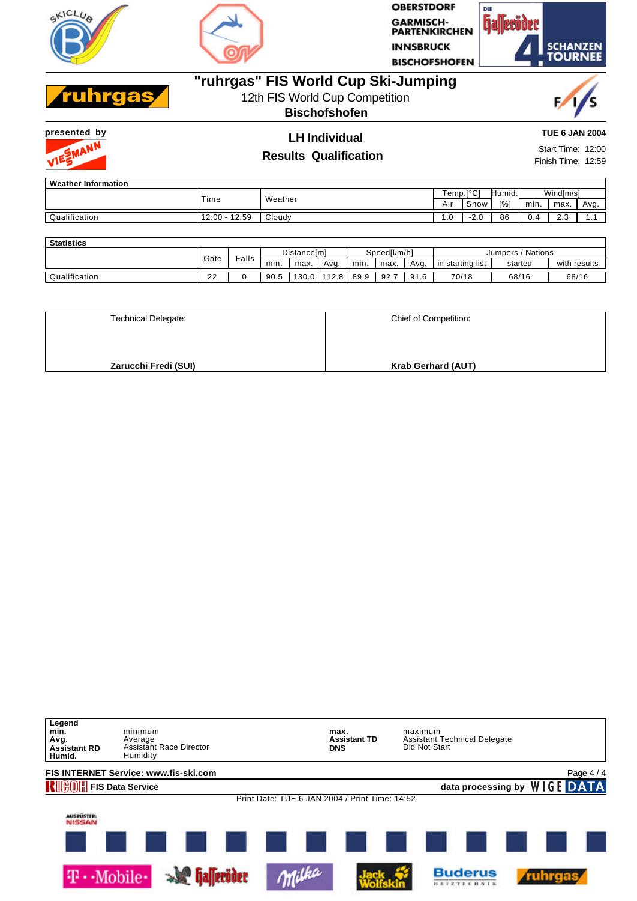# "ruhrgas" FIS World Cup Ski-Jumping

12th FIS World Cup Competition

**Bischofshofen**

presented by

## LH Individual

## Results Qualification

**TUE 6 JAN 2004**

Start Time: 12:00

Finish Time: 12:59

| Weather Information | Time | Weather | Temp.[°C] | | Humid. | Wind[m/s] | | |
|---|---|---|---|---|---|---|---|---|
| | | | Air | Snow | [%] | min. | max. | Avg. |
| Qualification | 12:00 - 12:59 | Cloudy | 1.0 | -2.0 | 86 | 0.4 | 2.3 | 1.1 |

| Statistics | Gate | Falls | Distance[m] | | | Speed[km/h] | | | Jumpers / Nations | | |
|---|---|---|---|---|---|---|---|---|---|---|---|
| | | | min. | max. | Avg. | min. | max. | Avg. | in starting list | started | with results |
| Qualification | 22 | 0 | 90.5 | 130.0 | 112.8 | 89.9 | 92.7 | 91.6 | 70/18 | 68/16 | 68/16 |

| Technical Delegate: | Chief of Competition: |
|---|---|
| **Zarucchi Fredi (SUI)** | **Krab Gerhard (AUT)** |

**Legend**

| | | | |
|---|---|---|---|
| **min.** | minimum | **max.** | maximum |
| **Avg.** | Average | **Assistant TD** | Assistant Technical Delegate |
| **Assistant RD** | Assistant Race Director | **DNS** | Did Not Start |
| **Humid.** | Humidity | | |

**FIS INTERNET Service: www.fis-ski.com**

RICOH **FIS Data Service** — **data processing by** WIGE DATA

Print Date: TUE 6 JAN 2004 / Print Time: 14:52